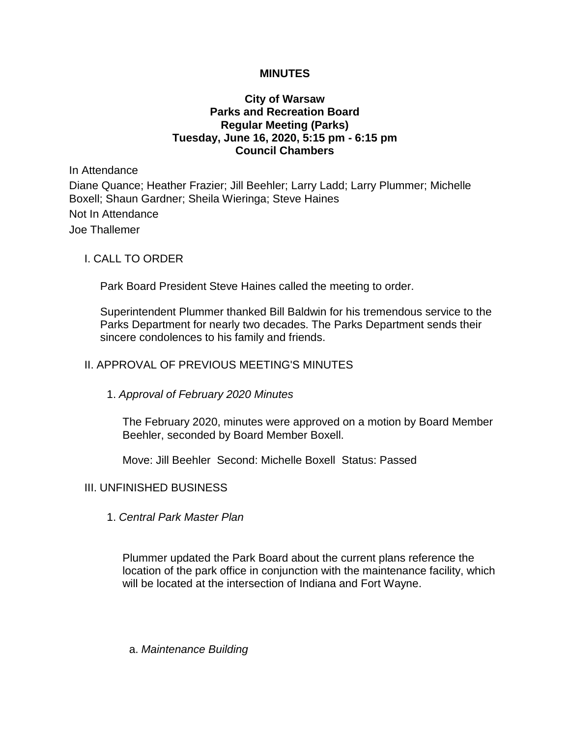# MINUTES

## City of Warsaw
## Parks and Recreation Board
## Regular Meeting (Parks)
## Tuesday, June 16, 2020, 5:15 pm - 6:15 pm
## Council Chambers

In Attendance

Diane Quance; Heather Frazier; Jill Beehler; Larry Ladd; Larry Plummer; Michelle Boxell; Shaun Gardner; Sheila Wieringa; Steve Haines

Not In Attendance

Joe Thallemer

### I. CALL TO ORDER

Park Board President Steve Haines called the meeting to order.

Superintendent Plummer thanked Bill Baldwin for his tremendous service to the Parks Department for nearly two decades. The Parks Department sends their sincere condolences to his family and friends.

### II. APPROVAL OF PREVIOUS MEETING'S MINUTES

1. *Approval of February 2020 Minutes*

   The February 2020, minutes were approved on a motion by Board Member Beehler, seconded by Board Member Boxell.

   Move: Jill Beehler Second: Michelle Boxell Status: Passed

### III. UNFINISHED BUSINESS

1. *Central Park Master Plan*

   Plummer updated the Park Board about the current plans reference the location of the park office in conjunction with the maintenance facility, which will be located at the intersection of Indiana and Fort Wayne.

   a. *Maintenance Building*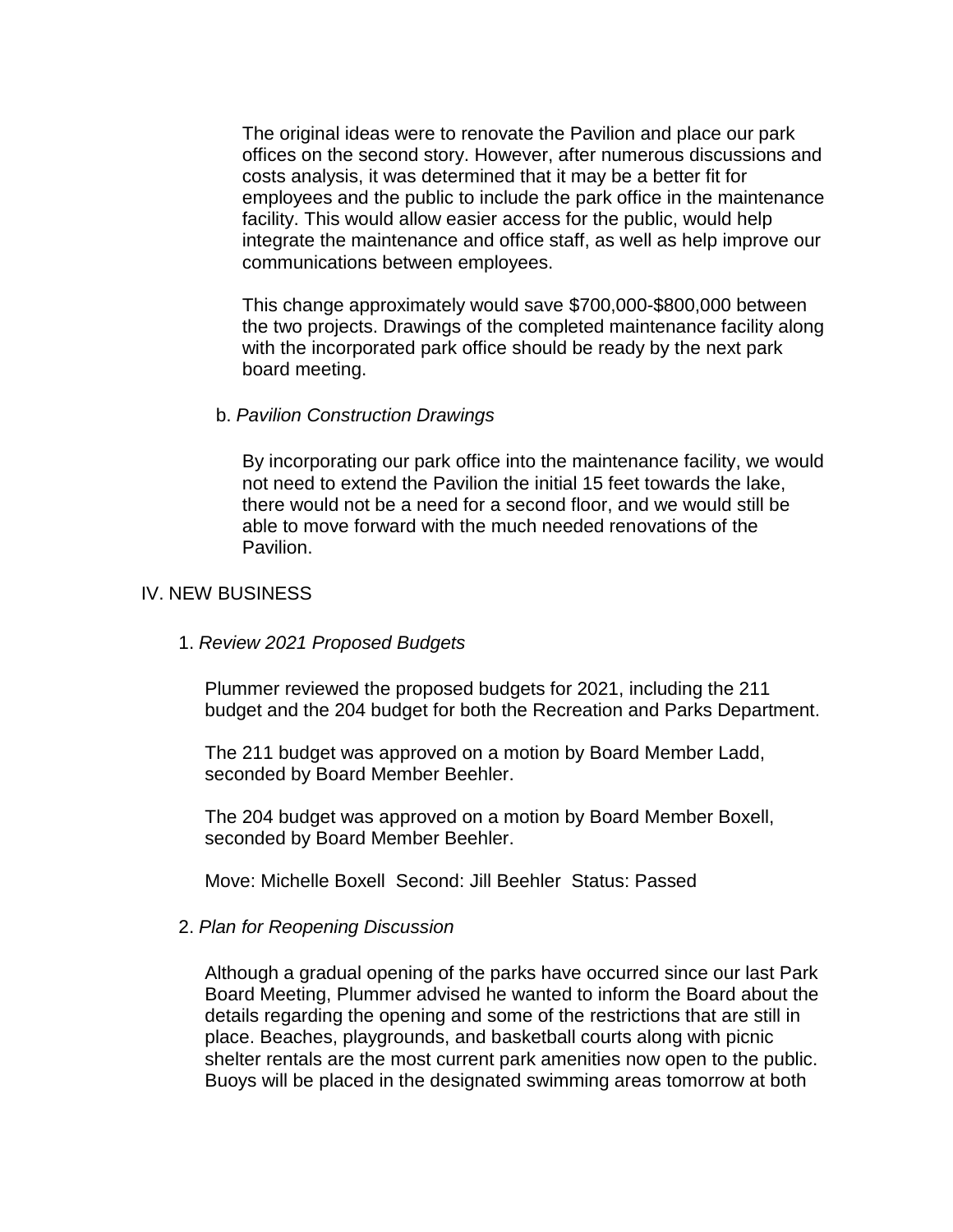The original ideas were to renovate the Pavilion and place our park offices on the second story. However, after numerous discussions and costs analysis, it was determined that it may be a better fit for employees and the public to include the park office in the maintenance facility. This would allow easier access for the public, would help integrate the maintenance and office staff, as well as help improve our communications between employees.

This change approximately would save $700,000-$800,000 between the two projects. Drawings of the completed maintenance facility along with the incorporated park office should be ready by the next park board meeting.

b. *Pavilion Construction Drawings*

By incorporating our park office into the maintenance facility, we would not need to extend the Pavilion the initial 15 feet towards the lake, there would not be a need for a second floor, and we would still be able to move forward with the much needed renovations of the Pavilion.

## IV. NEW BUSINESS

1. *Review 2021 Proposed Budgets*

Plummer reviewed the proposed budgets for 2021, including the 211 budget and the 204 budget for both the Recreation and Parks Department.

The 211 budget was approved on a motion by Board Member Ladd, seconded by Board Member Beehler.

The 204 budget was approved on a motion by Board Member Boxell, seconded by Board Member Beehler.

Move: Michelle Boxell  Second: Jill Beehler  Status: Passed

2. *Plan for Reopening Discussion*

Although a gradual opening of the parks have occurred since our last Park Board Meeting, Plummer advised he wanted to inform the Board about the details regarding the opening and some of the restrictions that are still in place. Beaches, playgrounds, and basketball courts along with picnic shelter rentals are the most current park amenities now open to the public. Buoys will be placed in the designated swimming areas tomorrow at both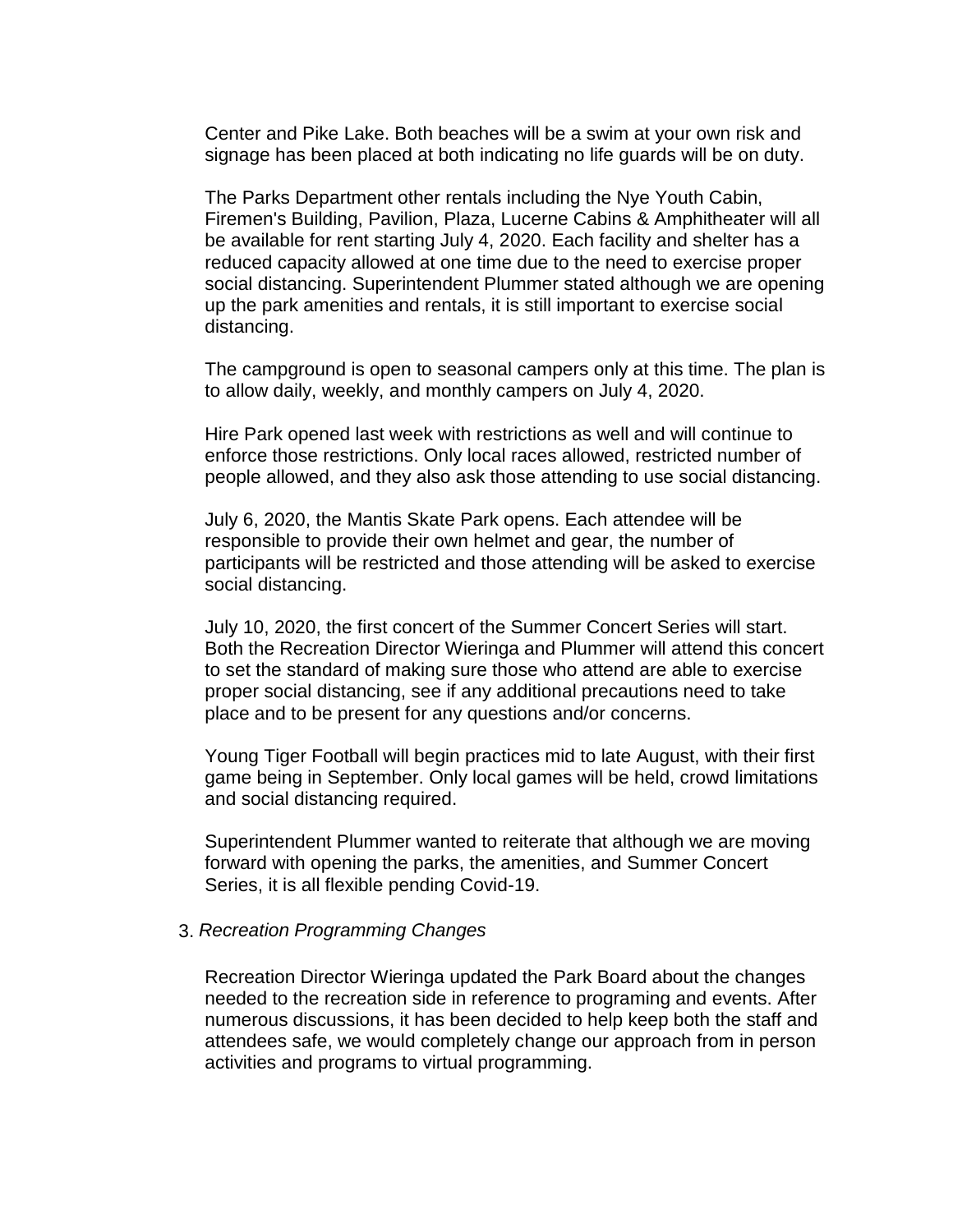Center and Pike Lake. Both beaches will be a swim at your own risk and signage has been placed at both indicating no life guards will be on duty.

The Parks Department other rentals including the Nye Youth Cabin, Firemen's Building, Pavilion, Plaza, Lucerne Cabins & Amphitheater will all be available for rent starting July 4, 2020. Each facility and shelter has a reduced capacity allowed at one time due to the need to exercise proper social distancing. Superintendent Plummer stated although we are opening up the park amenities and rentals, it is still important to exercise social distancing.

The campground is open to seasonal campers only at this time. The plan is to allow daily, weekly, and monthly campers on July 4, 2020.

Hire Park opened last week with restrictions as well and will continue to enforce those restrictions. Only local races allowed, restricted number of people allowed, and they also ask those attending to use social distancing.

July 6, 2020, the Mantis Skate Park opens. Each attendee will be responsible to provide their own helmet and gear, the number of participants will be restricted and those attending will be asked to exercise social distancing.

July 10, 2020, the first concert of the Summer Concert Series will start. Both the Recreation Director Wieringa and Plummer will attend this concert to set the standard of making sure those who attend are able to exercise proper social distancing, see if any additional precautions need to take place and to be present for any questions and/or concerns.

Young Tiger Football will begin practices mid to late August, with their first game being in September. Only local games will be held, crowd limitations and social distancing required.

Superintendent Plummer wanted to reiterate that although we are moving forward with opening the parks, the amenities, and Summer Concert Series, it is all flexible pending Covid-19.

3. *Recreation Programming Changes*

Recreation Director Wieringa updated the Park Board about the changes needed to the recreation side in reference to programing and events. After numerous discussions, it has been decided to help keep both the staff and attendees safe, we would completely change our approach from in person activities and programs to virtual programming.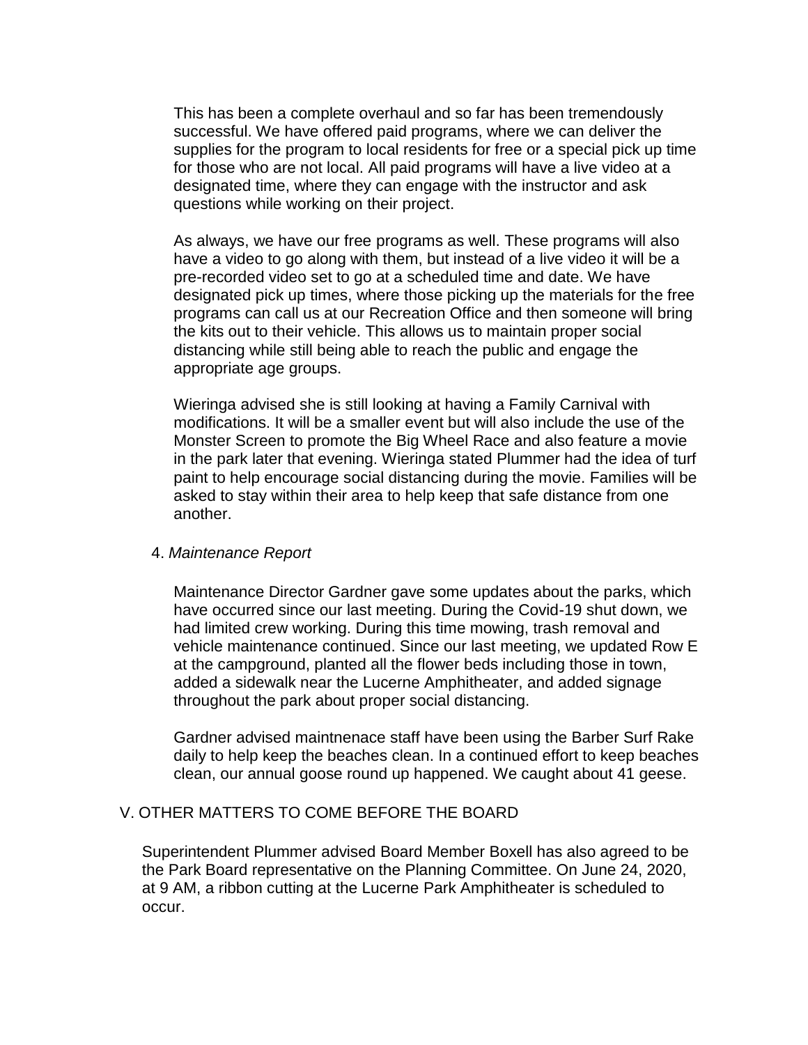This has been a complete overhaul and so far has been tremendously successful. We have offered paid programs, where we can deliver the supplies for the program to local residents for free or a special pick up time for those who are not local. All paid programs will have a live video at a designated time, where they can engage with the instructor and ask questions while working on their project.

As always, we have our free programs as well. These programs will also have a video to go along with them, but instead of a live video it will be a pre-recorded video set to go at a scheduled time and date. We have designated pick up times, where those picking up the materials for the free programs can call us at our Recreation Office and then someone will bring the kits out to their vehicle. This allows us to maintain proper social distancing while still being able to reach the public and engage the appropriate age groups.

Wieringa advised she is still looking at having a Family Carnival with modifications. It will be a smaller event but will also include the use of the Monster Screen to promote the Big Wheel Race and also feature a movie in the park later that evening. Wieringa stated Plummer had the idea of turf paint to help encourage social distancing during the movie. Families will be asked to stay within their area to help keep that safe distance from one another.

4. *Maintenance Report*

Maintenance Director Gardner gave some updates about the parks, which have occurred since our last meeting. During the Covid-19 shut down, we had limited crew working. During this time mowing, trash removal and vehicle maintenance continued. Since our last meeting, we updated Row E at the campground, planted all the flower beds including those in town, added a sidewalk near the Lucerne Amphitheater, and added signage throughout the park about proper social distancing.

Gardner advised maintnenace staff have been using the Barber Surf Rake daily to help keep the beaches clean. In a continued effort to keep beaches clean, our annual goose round up happened. We caught about 41 geese.

## V. OTHER MATTERS TO COME BEFORE THE BOARD

Superintendent Plummer advised Board Member Boxell has also agreed to be the Park Board representative on the Planning Committee. On June 24, 2020, at 9 AM, a ribbon cutting at the Lucerne Park Amphitheater is scheduled to occur.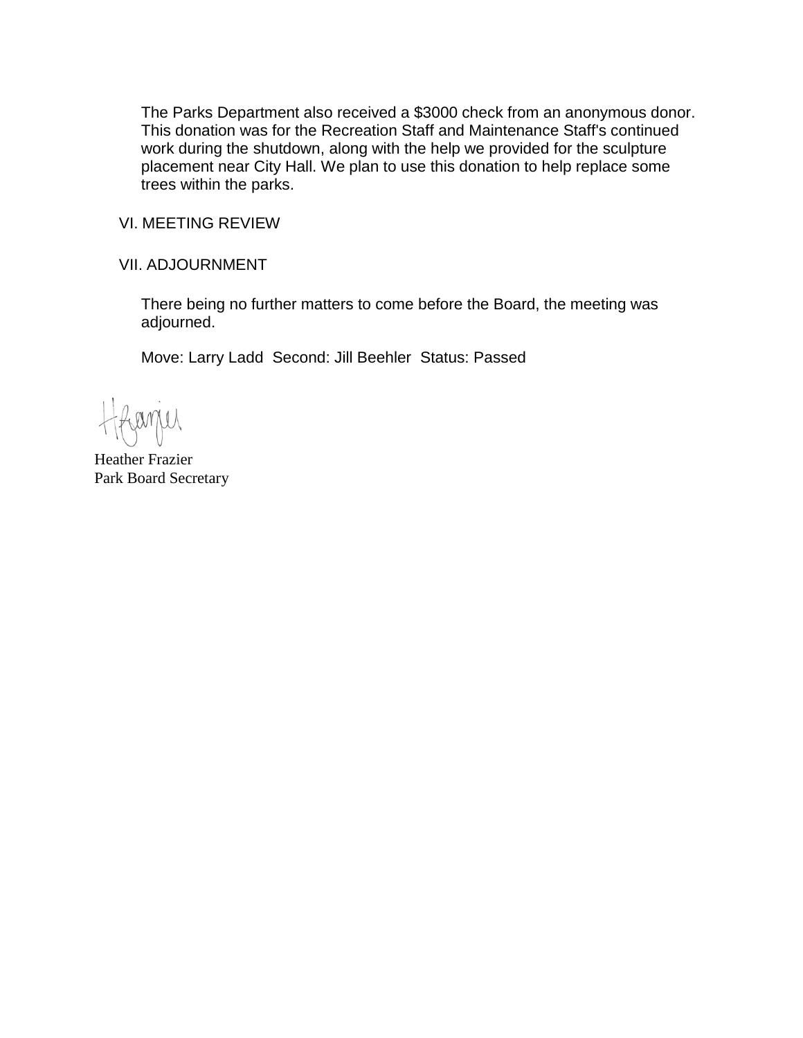The Parks Department also received a $3000 check from an anonymous donor. This donation was for the Recreation Staff and Maintenance Staff's continued work during the shutdown, along with the help we provided for the sculpture placement near City Hall. We plan to use this donation to help replace some trees within the parks.

## VI. MEETING REVIEW

## VII. ADJOURNMENT

There being no further matters to come before the Board, the meeting was adjourned.

Move: Larry Ladd Second: Jill Beehler Status: Passed

Heather Frazier
Park Board Secretary